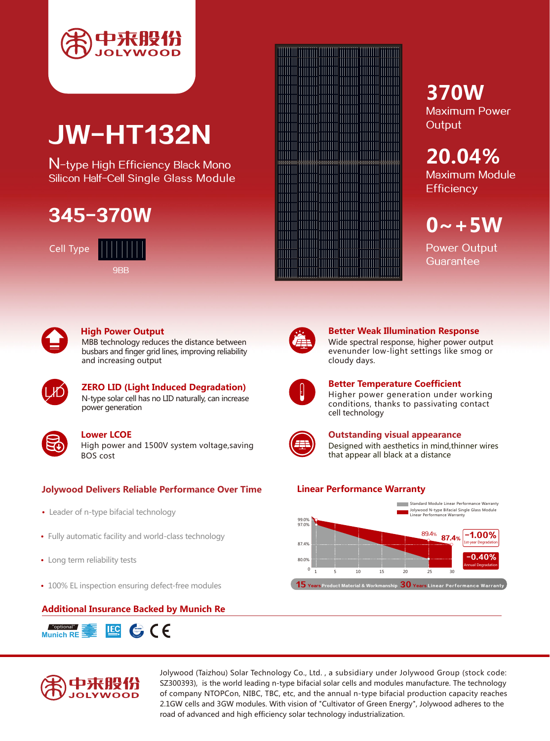中来股份 JOLYWOOD

# JW-HT132N

N-type High Efficiency Black Mono Silicon Half-Cell Single Glass Module

## 345-370W

Cell Type

9BB

**370W**
Maximum Power Output

**20.04%**
Maximum Module Efficiency

**0~+5W**
Power Output Guarantee

### High Power Output

MBB technology reduces the distance between busbars and finger grid lines, improving reliability and increasing output

### ZERO LID (Light Induced Degradation)

N-type solar cell has no LID naturally, can increase power generation

### Lower LCOE

High power and 1500V system voltage,saving BOS cost

### Better Weak Illumination Response

Wide spectral response, higher power output evenunder low-light settings like smog or cloudy days.

### Better Temperature Coefficient

Higher power generation under working conditions, thanks to passivating contact cell technology

### Outstanding visual appearance

Designed with aesthetics in mind,thinner wires that appear all black at a distance

## Jolywood Delivers Reliable Performance Over Time

- Leader of n-type bifacial technology
- Fully automatic facility and world-class technology
- Long term reliability tests
- 100% EL inspection ensuring defect-free modules

## Linear Performance Warranty

Standard Module Linear Performance Warranty

Jolywood N-type Bifacial Single Glass Module Linear Performance Warranty

99.0%, 97.0%, 87.4%, 80.0%, 89.4%, 87.4%

-1.00% 1st-year Degradation

-0.40% Annual Degradation

15 Years Product Material & Workmanship 30 Years Linear Performance Warranty

## Additional Insurance Backed by Munich Re

"optional" Munich RE

中来股份 JOLYWOOD

Jolywood (Taizhou) Solar Technology Co., Ltd. , a subsidiary under Jolywood Group (stock code: SZ300393), is the world leading n-type bifacial solar cells and modules manufacture. The technology of company NTOPCon, NIBC, TBC, etc, and the annual n-type bifacial production capacity reaches 2.1GW cells and 3GW modules. With vision of "Cultivator of Green Energy", Jolywood adheres to the road of advanced and high efficiency solar technology industrialization.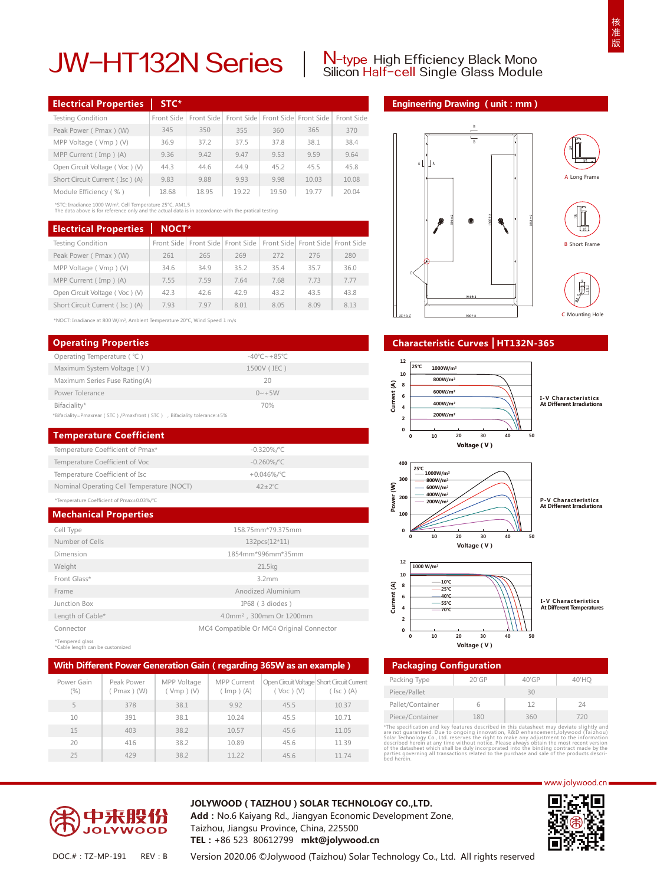核准版

# JW-HT132N Series

## N-type High Efficiency Black Mono Silicon Half-cell Single Glass Module

## Electrical Properties | STC*

| Testing Condition | Front Side | Front Side | Front Side | Front Side | Front Side | Front Side |
|---|---|---|---|---|---|---|
| Peak Power ( Pmax ) (W) | 345 | 350 | 355 | 360 | 365 | 370 |
| MPP Voltage ( Vmp ) (V) | 36.9 | 37.2 | 37.5 | 37.8 | 38.1 | 38.4 |
| MPP Current ( Imp ) (A) | 9.36 | 9.42 | 9.47 | 9.53 | 9.59 | 9.64 |
| Open Circuit Voltage ( Voc ) (V) | 44.3 | 44.6 | 44.9 | 45.2 | 45.5 | 45.8 |
| Short Circuit Current ( Isc ) (A) | 9.83 | 9.88 | 9.93 | 9.98 | 10.03 | 10.08 |
| Module Efficiency ( % ) | 18.68 | 18.95 | 19.22 | 19.50 | 19.77 | 20.04 |

*STC: Irradiance 1000 W/m², Cell Temperature 25°C, AM1.5
The data above is for reference only and the actual data is in accordance with the pratical testing

## Electrical Properties | NOCT*

| Testing Condition | Front Side | Front Side | Front Side | Front Side | Front Side | Front Side |
|---|---|---|---|---|---|---|
| Peak Power ( Pmax ) (W) | 261 | 265 | 269 | 272 | 276 | 280 |
| MPP Voltage ( Vmp ) (V) | 34.6 | 34.9 | 35.2 | 35.4 | 35.7 | 36.0 |
| MPP Current ( Imp ) (A) | 7.55 | 7.59 | 7.64 | 7.68 | 7.73 | 7.77 |
| Open Circuit Voltage ( Voc ) (V) | 42.3 | 42.6 | 42.9 | 43.2 | 43.5 | 43.8 |
| Short Circuit Current ( Isc ) (A) | 7.93 | 7.97 | 8.01 | 8.05 | 8.09 | 8.13 |

*NOCT: Irradiance at 800 W/m², Ambient Temperature 20°C, Wind Speed 1 m/s

## Operating Properties

| | |
|---|---|
| Operating Temperature ( ℃ ) | -40℃~+85℃ |
| Maximum System Voltage ( V ) | 1500V ( IEC ) |
| Maximum Series Fuse Rating(A) | 20 |
| Power Tolerance | 0~+5W |
| Bifaciality* | 70% |

*Bifaciality=Pmaxrear ( STC ) /Pmaxfront ( STC ) , Bifaciality tolerance:±5%

## Temperature Coefficient

| | |
|---|---|
| Temperature Coefficient of Pmax* | -0.320%/℃ |
| Temperature Coefficient of Voc | -0.260%/℃ |
| Temperature Coefficient of Isc | +0.046%/℃ |
| Nominal Operating Cell Temperature (NOCT) | 42±2℃ |

*Temperature Coefficient of Pmax±0.03%/℃

## Mechanical Properties

| | |
|---|---|
| Cell Type | 158.75mm*79.375mm |
| Number of Cells | 132pcs(12*11) |
| Dimension | 1854mm*996mm*35mm |
| Weight | 21.5kg |
| Front Glass* | 3.2mm |
| Frame | Anodized Aluminium |
| Junction Box | IP68 ( 3 diodes ) |
| Length of Cable* | 4.0mm² , 300mm Or 1200mm |
| Connector | MC4 Compatible Or MC4 Original Connector |

*Tempered glass
*Cable length can be customized

## With Different Power Generation Gain ( regarding 365W as an example )

| Power Gain (%) | Peak Power ( Pmax ) (W) | MPP Voltage ( Vmp ) (V) | MPP Current ( Imp ) (A) | Open Circuit Voltage ( Voc ) (V) | Short Circuit Current ( Isc ) (A) |
|---|---|---|---|---|---|
| 5 | 378 | 38.1 | 9.92 | 45.5 | 10.37 |
| 10 | 391 | 38.1 | 10.24 | 45.5 | 10.71 |
| 15 | 403 | 38.2 | 10.57 | 45.6 | 11.05 |
| 20 | 416 | 38.2 | 10.89 | 45.6 | 11.39 |
| 25 | 429 | 38.2 | 11.22 | 45.6 | 11.74 |

## Engineering Drawing ( unit : mm )

A Long Frame
B Short Frame
C Mounting Hole

## Characteristic Curves | HT132N-365

I-V Characteristics At Different Irradiations
25℃
1000W/m²
800W/m²
600W/m²
400W/m²
200W/m²
Current (A)
Voltage ( V )

P-V Characteristics At Different Irradiations
25℃
1000W/m²
800W/m²
600W/m²
400W/m²
200W/m²
Power (W)
Voltage ( V )

I-V Characteristics At Different Temperatures
1000 W/m²
10℃
25℃
40℃
55℃
70℃
Current (A)
Voltage ( V )

## Packaging Configuration

| Packing Type | 20'GP | 40'GP | 40'HQ |
|---|---|---|---|
| Piece/Pallet | | 30 | |
| Pallet/Container | 6 | 12 | 24 |
| Piece/Container | 180 | 360 | 720 |

*The specification and key features described in this datasheet may deviate slightly and are not guaranteed. Due to ongoing innovation, R&D enhancement,Jolywood (Taizhou) Solar Technology Co., Ltd. reserves the right to make any adjustment to the information described herein at any time without notice. Please always obtain the most recent version of the datasheet which shall be duly incorporated into the binding contract made by the parties governing all transactions related to the purchase and sale of the products described herein.

www.jolywood.cn

中来股份 JOLYWOOD

**JOLYWOOD ( TAIZHOU ) SOLAR TECHNOLOGY CO.,LTD.**
**Add :** No.6 Kaiyang Rd., Jiangyan Economic Development Zone, Taizhou, Jiangsu Province, China, 225500
**TEL :** +86 523 80612799 **mkt@jolywood.cn**

DOC.# : TZ-MP-191 REV : B

Version 2020.06 ©Jolywood (Taizhou) Solar Technology Co., Ltd. All rights reserved